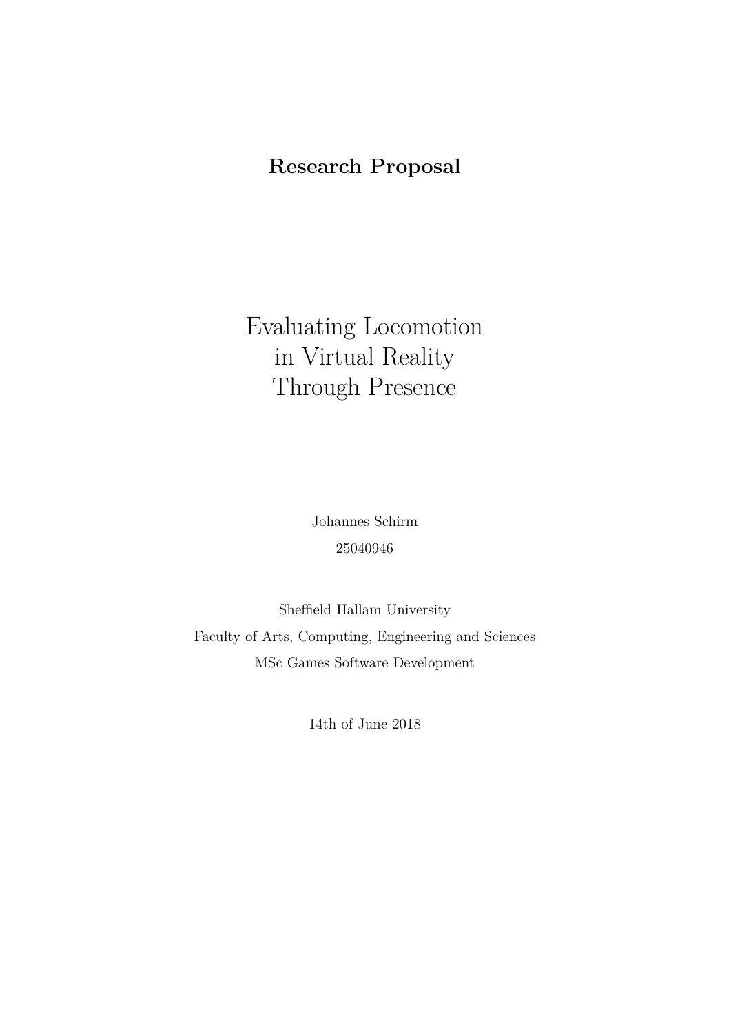**Research Proposal**

# Evaluating Locomotion in Virtual Reality Through Presence

Johannes Schirm

25040946

Sheffield Hallam University

Faculty of Arts, Computing, Engineering and Sciences

MSc Games Software Development

14th of June 2018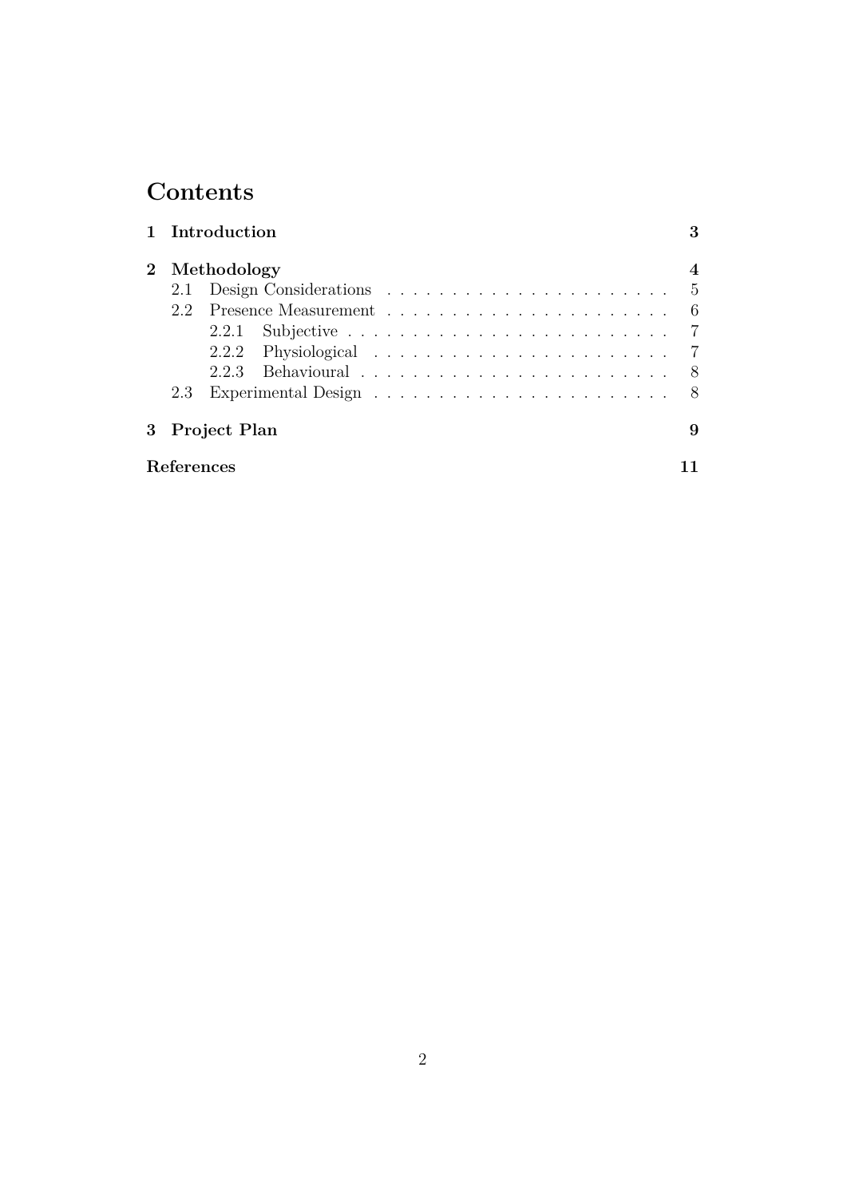# Contents

- 1 Introduction — 3
- 2 Methodology — 4
  - 2.1 Design Considerations — 5
  - 2.2 Presence Measurement — 6
    - 2.2.1 Subjective — 7
    - 2.2.2 Physiological — 7
    - 2.2.3 Behavioural — 8
  - 2.3 Experimental Design — 8
- 3 Project Plan — 9
- References — 11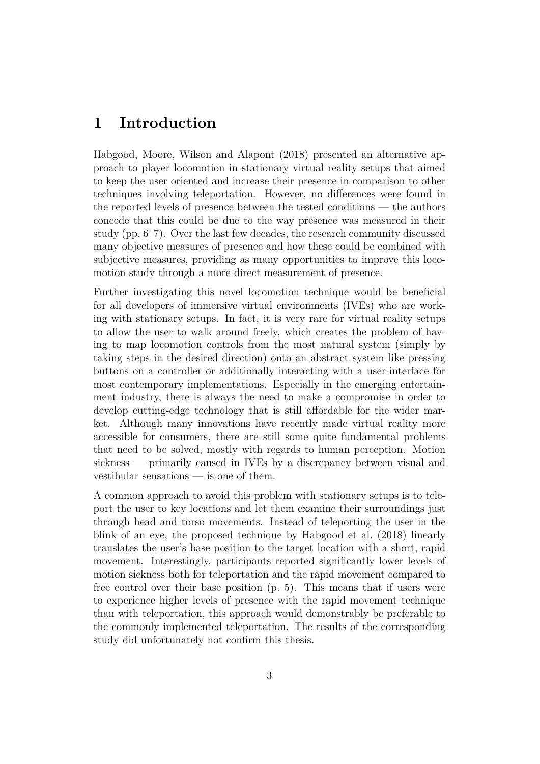# 1 Introduction

Habgood, Moore, Wilson and Alapont (2018) presented an alternative approach to player locomotion in stationary virtual reality setups that aimed to keep the user oriented and increase their presence in comparison to other techniques involving teleportation. However, no differences were found in the reported levels of presence between the tested conditions — the authors concede that this could be due to the way presence was measured in their study (pp. 6–7). Over the last few decades, the research community discussed many objective measures of presence and how these could be combined with subjective measures, providing as many opportunities to improve this locomotion study through a more direct measurement of presence.

Further investigating this novel locomotion technique would be beneficial for all developers of immersive virtual environments (IVEs) who are working with stationary setups. In fact, it is very rare for virtual reality setups to allow the user to walk around freely, which creates the problem of having to map locomotion controls from the most natural system (simply by taking steps in the desired direction) onto an abstract system like pressing buttons on a controller or additionally interacting with a user-interface for most contemporary implementations. Especially in the emerging entertainment industry, there is always the need to make a compromise in order to develop cutting-edge technology that is still affordable for the wider market. Although many innovations have recently made virtual reality more accessible for consumers, there are still some quite fundamental problems that need to be solved, mostly with regards to human perception. Motion sickness — primarily caused in IVEs by a discrepancy between visual and vestibular sensations — is one of them.

A common approach to avoid this problem with stationary setups is to teleport the user to key locations and let them examine their surroundings just through head and torso movements. Instead of teleporting the user in the blink of an eye, the proposed technique by Habgood et al. (2018) linearly translates the user's base position to the target location with a short, rapid movement. Interestingly, participants reported significantly lower levels of motion sickness both for teleportation and the rapid movement compared to free control over their base position (p. 5). This means that if users were to experience higher levels of presence with the rapid movement technique than with teleportation, this approach would demonstrably be preferable to the commonly implemented teleportation. The results of the corresponding study did unfortunately not confirm this thesis.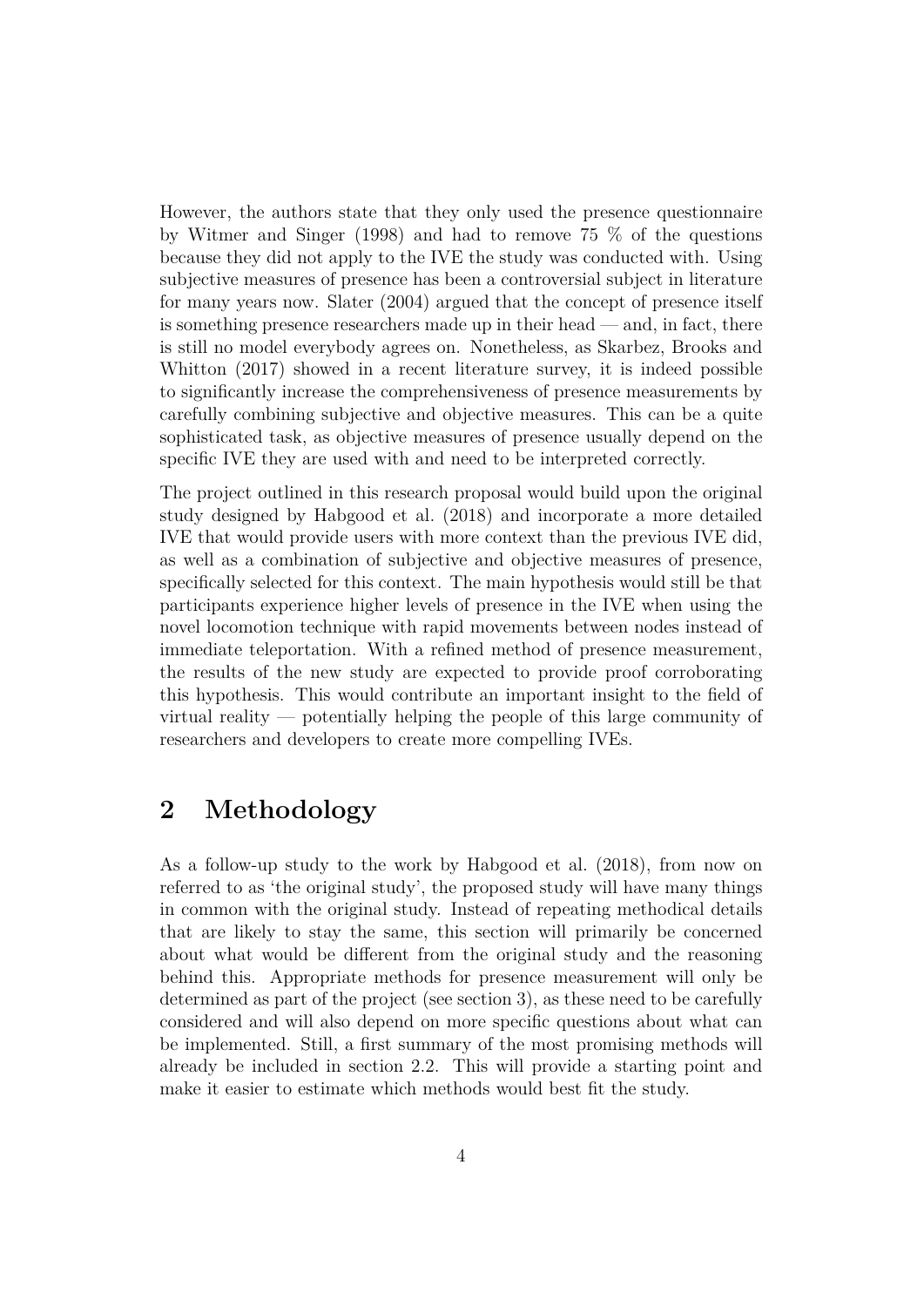However, the authors state that they only used the presence questionnaire by Witmer and Singer (1998) and had to remove 75 % of the questions because they did not apply to the IVE the study was conducted with. Using subjective measures of presence has been a controversial subject in literature for many years now. Slater (2004) argued that the concept of presence itself is something presence researchers made up in their head — and, in fact, there is still no model everybody agrees on. Nonetheless, as Skarbez, Brooks and Whitton (2017) showed in a recent literature survey, it is indeed possible to significantly increase the comprehensiveness of presence measurements by carefully combining subjective and objective measures. This can be a quite sophisticated task, as objective measures of presence usually depend on the specific IVE they are used with and need to be interpreted correctly.

The project outlined in this research proposal would build upon the original study designed by Habgood et al. (2018) and incorporate a more detailed IVE that would provide users with more context than the previous IVE did, as well as a combination of subjective and objective measures of presence, specifically selected for this context. The main hypothesis would still be that participants experience higher levels of presence in the IVE when using the novel locomotion technique with rapid movements between nodes instead of immediate teleportation. With a refined method of presence measurement, the results of the new study are expected to provide proof corroborating this hypothesis. This would contribute an important insight to the field of virtual reality — potentially helping the people of this large community of researchers and developers to create more compelling IVEs.

## 2 Methodology

As a follow-up study to the work by Habgood et al. (2018), from now on referred to as 'the original study', the proposed study will have many things in common with the original study. Instead of repeating methodical details that are likely to stay the same, this section will primarily be concerned about what would be different from the original study and the reasoning behind this. Appropriate methods for presence measurement will only be determined as part of the project (see section 3), as these need to be carefully considered and will also depend on more specific questions about what can be implemented. Still, a first summary of the most promising methods will already be included in section 2.2. This will provide a starting point and make it easier to estimate which methods would best fit the study.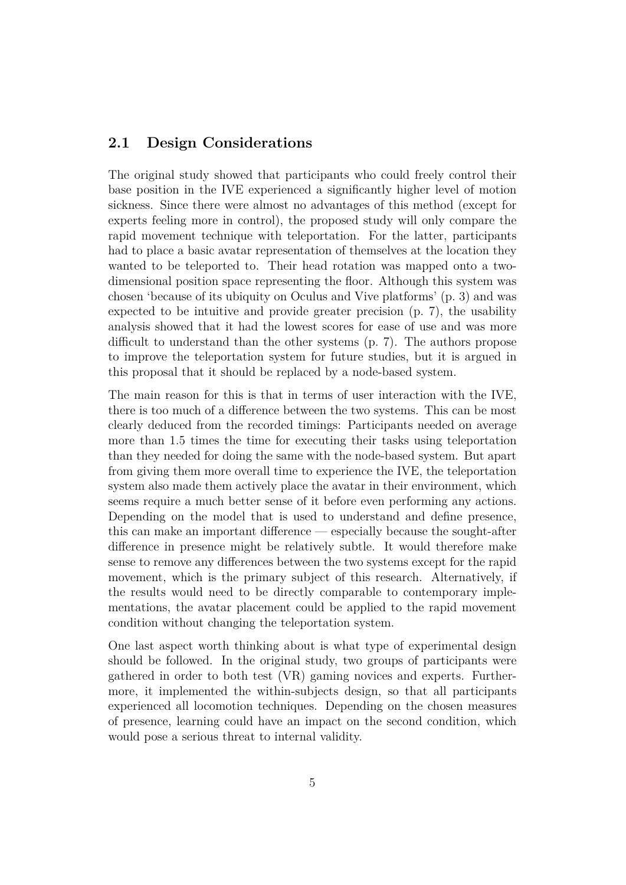## 2.1 Design Considerations

The original study showed that participants who could freely control their base position in the IVE experienced a significantly higher level of motion sickness. Since there were almost no advantages of this method (except for experts feeling more in control), the proposed study will only compare the rapid movement technique with teleportation. For the latter, participants had to place a basic avatar representation of themselves at the location they wanted to be teleported to. Their head rotation was mapped onto a two-dimensional position space representing the floor. Although this system was chosen 'because of its ubiquity on Oculus and Vive platforms' (p. 3) and was expected to be intuitive and provide greater precision (p. 7), the usability analysis showed that it had the lowest scores for ease of use and was more difficult to understand than the other systems (p. 7). The authors propose to improve the teleportation system for future studies, but it is argued in this proposal that it should be replaced by a node-based system.

The main reason for this is that in terms of user interaction with the IVE, there is too much of a difference between the two systems. This can be most clearly deduced from the recorded timings: Participants needed on average more than 1.5 times the time for executing their tasks using teleportation than they needed for doing the same with the node-based system. But apart from giving them more overall time to experience the IVE, the teleportation system also made them actively place the avatar in their environment, which seems require a much better sense of it before even performing any actions. Depending on the model that is used to understand and define presence, this can make an important difference — especially because the sought-after difference in presence might be relatively subtle. It would therefore make sense to remove any differences between the two systems except for the rapid movement, which is the primary subject of this research. Alternatively, if the results would need to be directly comparable to contemporary implementations, the avatar placement could be applied to the rapid movement condition without changing the teleportation system.

One last aspect worth thinking about is what type of experimental design should be followed. In the original study, two groups of participants were gathered in order to both test (VR) gaming novices and experts. Furthermore, it implemented the within-subjects design, so that all participants experienced all locomotion techniques. Depending on the chosen measures of presence, learning could have an impact on the second condition, which would pose a serious threat to internal validity.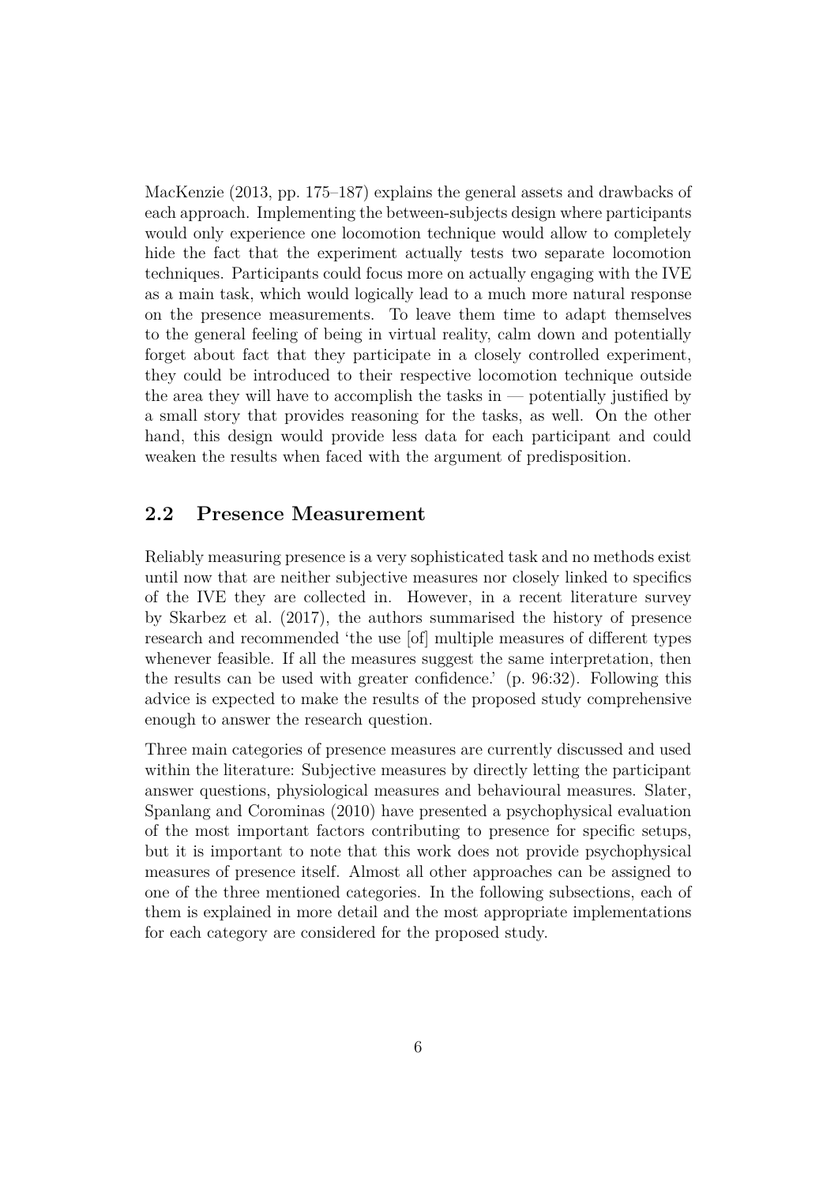MacKenzie (2013, pp. 175–187) explains the general assets and drawbacks of each approach. Implementing the between-subjects design where participants would only experience one locomotion technique would allow to completely hide the fact that the experiment actually tests two separate locomotion techniques. Participants could focus more on actually engaging with the IVE as a main task, which would logically lead to a much more natural response on the presence measurements. To leave them time to adapt themselves to the general feeling of being in virtual reality, calm down and potentially forget about fact that they participate in a closely controlled experiment, they could be introduced to their respective locomotion technique outside the area they will have to accomplish the tasks in — potentially justified by a small story that provides reasoning for the tasks, as well. On the other hand, this design would provide less data for each participant and could weaken the results when faced with the argument of predisposition.

## 2.2 Presence Measurement

Reliably measuring presence is a very sophisticated task and no methods exist until now that are neither subjective measures nor closely linked to specifics of the IVE they are collected in. However, in a recent literature survey by Skarbez et al. (2017), the authors summarised the history of presence research and recommended 'the use [of] multiple measures of different types whenever feasible. If all the measures suggest the same interpretation, then the results can be used with greater confidence.' (p. 96:32). Following this advice is expected to make the results of the proposed study comprehensive enough to answer the research question.

Three main categories of presence measures are currently discussed and used within the literature: Subjective measures by directly letting the participant answer questions, physiological measures and behavioural measures. Slater, Spanlang and Corominas (2010) have presented a psychophysical evaluation of the most important factors contributing to presence for specific setups, but it is important to note that this work does not provide psychophysical measures of presence itself. Almost all other approaches can be assigned to one of the three mentioned categories. In the following subsections, each of them is explained in more detail and the most appropriate implementations for each category are considered for the proposed study.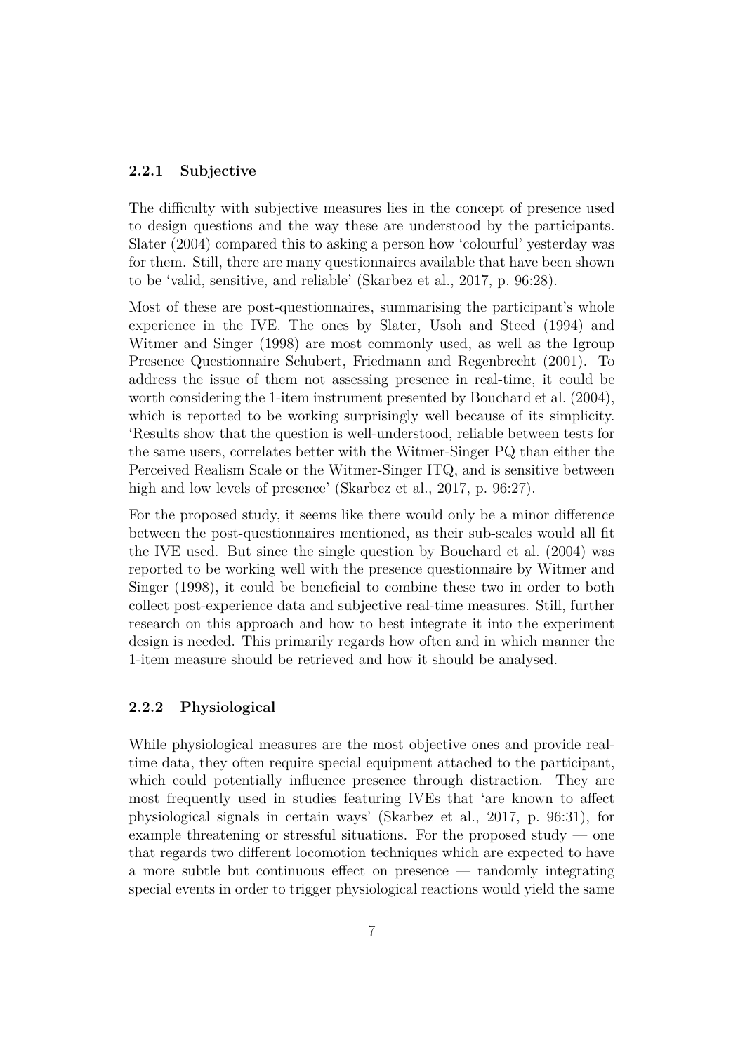### 2.2.1 Subjective

The difficulty with subjective measures lies in the concept of presence used to design questions and the way these are understood by the participants. Slater (2004) compared this to asking a person how 'colourful' yesterday was for them. Still, there are many questionnaires available that have been shown to be 'valid, sensitive, and reliable' (Skarbez et al., 2017, p. 96:28).

Most of these are post-questionnaires, summarising the participant's whole experience in the IVE. The ones by Slater, Usoh and Steed (1994) and Witmer and Singer (1998) are most commonly used, as well as the Igroup Presence Questionnaire Schubert, Friedmann and Regenbrecht (2001). To address the issue of them not assessing presence in real-time, it could be worth considering the 1-item instrument presented by Bouchard et al. (2004), which is reported to be working surprisingly well because of its simplicity. 'Results show that the question is well-understood, reliable between tests for the same users, correlates better with the Witmer-Singer PQ than either the Perceived Realism Scale or the Witmer-Singer ITQ, and is sensitive between high and low levels of presence' (Skarbez et al., 2017, p. 96:27).

For the proposed study, it seems like there would only be a minor difference between the post-questionnaires mentioned, as their sub-scales would all fit the IVE used. But since the single question by Bouchard et al. (2004) was reported to be working well with the presence questionnaire by Witmer and Singer (1998), it could be beneficial to combine these two in order to both collect post-experience data and subjective real-time measures. Still, further research on this approach and how to best integrate it into the experiment design is needed. This primarily regards how often and in which manner the 1-item measure should be retrieved and how it should be analysed.

### 2.2.2 Physiological

While physiological measures are the most objective ones and provide real-time data, they often require special equipment attached to the participant, which could potentially influence presence through distraction. They are most frequently used in studies featuring IVEs that 'are known to affect physiological signals in certain ways' (Skarbez et al., 2017, p. 96:31), for example threatening or stressful situations. For the proposed study — one that regards two different locomotion techniques which are expected to have a more subtle but continuous effect on presence — randomly integrating special events in order to trigger physiological reactions would yield the same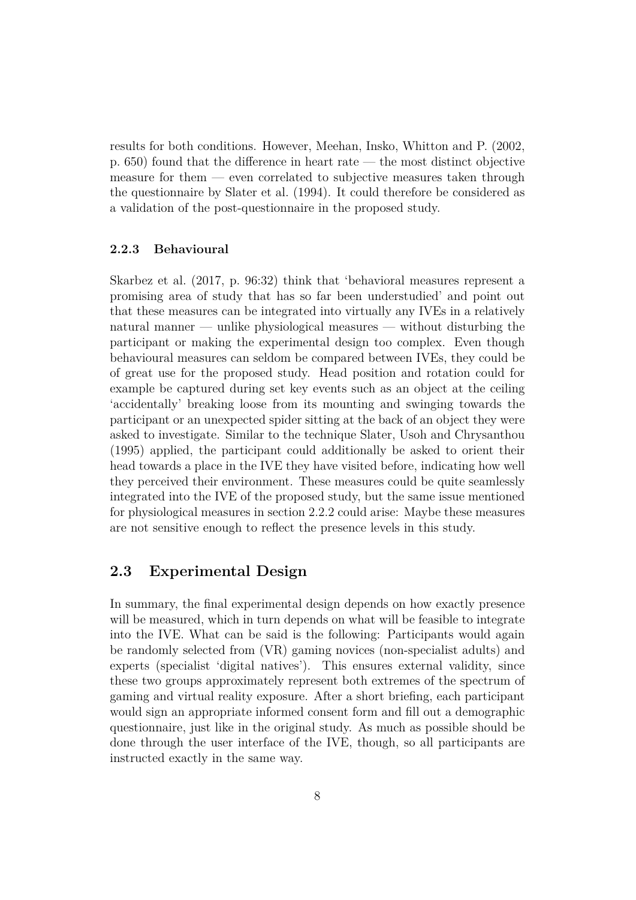results for both conditions. However, Meehan, Insko, Whitton and P. (2002, p. 650) found that the difference in heart rate — the most distinct objective measure for them — even correlated to subjective measures taken through the questionnaire by Slater et al. (1994). It could therefore be considered as a validation of the post-questionnaire in the proposed study.

### 2.2.3 Behavioural

Skarbez et al. (2017, p. 96:32) think that 'behavioral measures represent a promising area of study that has so far been understudied' and point out that these measures can be integrated into virtually any IVEs in a relatively natural manner — unlike physiological measures — without disturbing the participant or making the experimental design too complex. Even though behavioural measures can seldom be compared between IVEs, they could be of great use for the proposed study. Head position and rotation could for example be captured during set key events such as an object at the ceiling 'accidentally' breaking loose from its mounting and swinging towards the participant or an unexpected spider sitting at the back of an object they were asked to investigate. Similar to the technique Slater, Usoh and Chrysanthou (1995) applied, the participant could additionally be asked to orient their head towards a place in the IVE they have visited before, indicating how well they perceived their environment. These measures could be quite seamlessly integrated into the IVE of the proposed study, but the same issue mentioned for physiological measures in section 2.2.2 could arise: Maybe these measures are not sensitive enough to reflect the presence levels in this study.

## 2.3 Experimental Design

In summary, the final experimental design depends on how exactly presence will be measured, which in turn depends on what will be feasible to integrate into the IVE. What can be said is the following: Participants would again be randomly selected from (VR) gaming novices (non-specialist adults) and experts (specialist 'digital natives'). This ensures external validity, since these two groups approximately represent both extremes of the spectrum of gaming and virtual reality exposure. After a short briefing, each participant would sign an appropriate informed consent form and fill out a demographic questionnaire, just like in the original study. As much as possible should be done through the user interface of the IVE, though, so all participants are instructed exactly in the same way.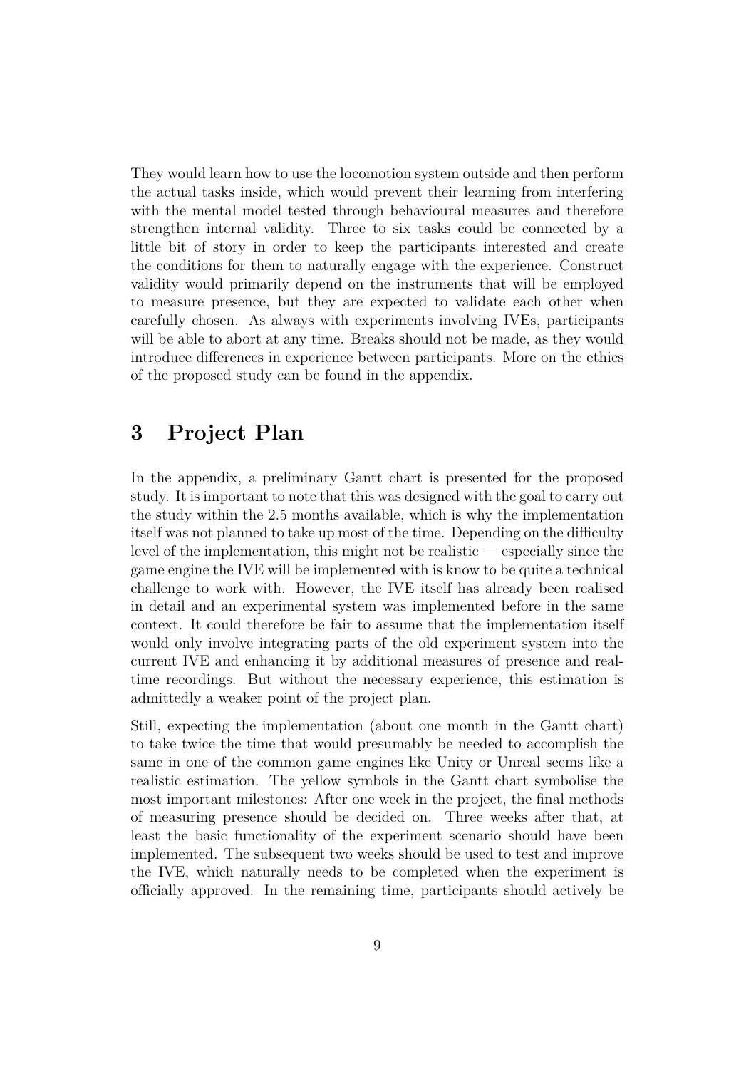They would learn how to use the locomotion system outside and then perform the actual tasks inside, which would prevent their learning from interfering with the mental model tested through behavioural measures and therefore strengthen internal validity. Three to six tasks could be connected by a little bit of story in order to keep the participants interested and create the conditions for them to naturally engage with the experience. Construct validity would primarily depend on the instruments that will be employed to measure presence, but they are expected to validate each other when carefully chosen. As always with experiments involving IVEs, participants will be able to abort at any time. Breaks should not be made, as they would introduce differences in experience between participants. More on the ethics of the proposed study can be found in the appendix.

# 3 Project Plan

In the appendix, a preliminary Gantt chart is presented for the proposed study. It is important to note that this was designed with the goal to carry out the study within the 2.5 months available, which is why the implementation itself was not planned to take up most of the time. Depending on the difficulty level of the implementation, this might not be realistic — especially since the game engine the IVE will be implemented with is know to be quite a technical challenge to work with. However, the IVE itself has already been realised in detail and an experimental system was implemented before in the same context. It could therefore be fair to assume that the implementation itself would only involve integrating parts of the old experiment system into the current IVE and enhancing it by additional measures of presence and real-time recordings. But without the necessary experience, this estimation is admittedly a weaker point of the project plan.

Still, expecting the implementation (about one month in the Gantt chart) to take twice the time that would presumably be needed to accomplish the same in one of the common game engines like Unity or Unreal seems like a realistic estimation. The yellow symbols in the Gantt chart symbolise the most important milestones: After one week in the project, the final methods of measuring presence should be decided on. Three weeks after that, at least the basic functionality of the experiment scenario should have been implemented. The subsequent two weeks should be used to test and improve the IVE, which naturally needs to be completed when the experiment is officially approved. In the remaining time, participants should actively be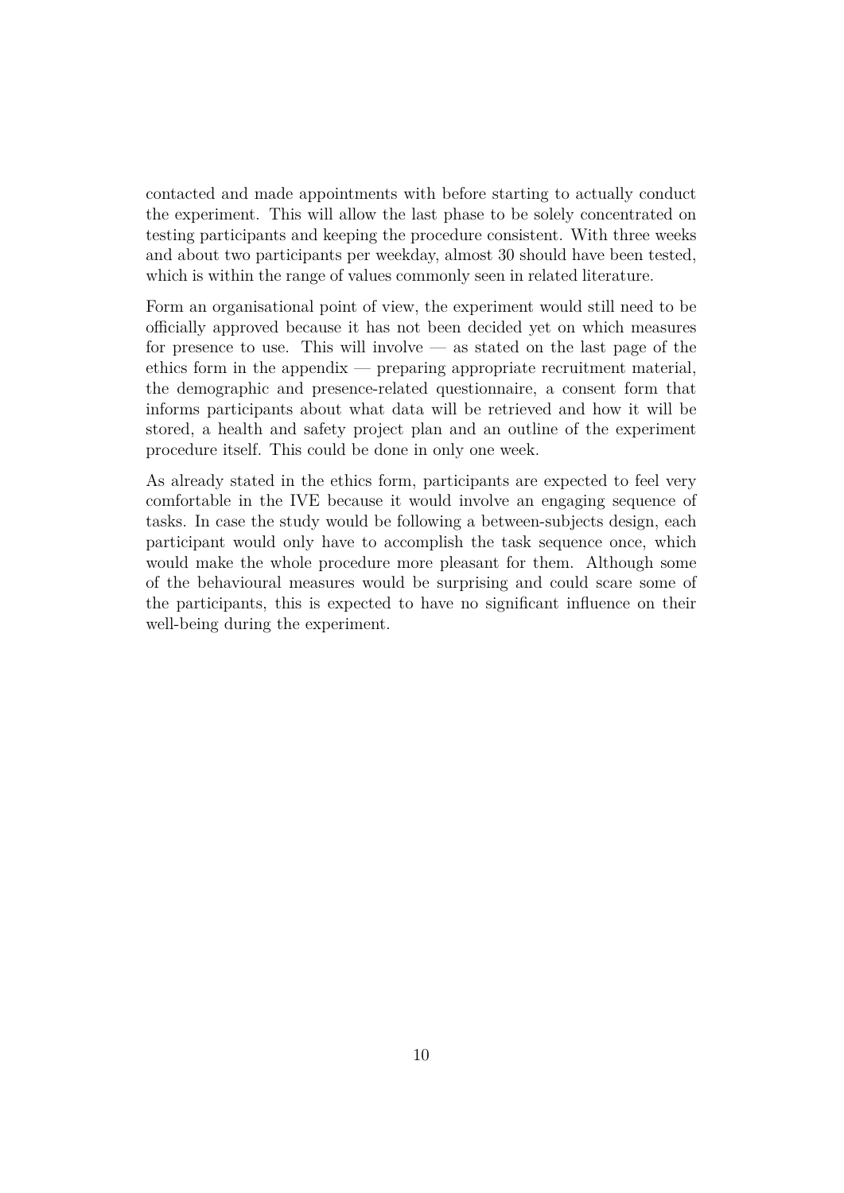contacted and made appointments with before starting to actually conduct the experiment. This will allow the last phase to be solely concentrated on testing participants and keeping the procedure consistent. With three weeks and about two participants per weekday, almost 30 should have been tested, which is within the range of values commonly seen in related literature.

Form an organisational point of view, the experiment would still need to be officially approved because it has not been decided yet on which measures for presence to use. This will involve — as stated on the last page of the ethics form in the appendix — preparing appropriate recruitment material, the demographic and presence-related questionnaire, a consent form that informs participants about what data will be retrieved and how it will be stored, a health and safety project plan and an outline of the experiment procedure itself. This could be done in only one week.

As already stated in the ethics form, participants are expected to feel very comfortable in the IVE because it would involve an engaging sequence of tasks. In case the study would be following a between-subjects design, each participant would only have to accomplish the task sequence once, which would make the whole procedure more pleasant for them. Although some of the behavioural measures would be surprising and could scare some of the participants, this is expected to have no significant influence on their well-being during the experiment.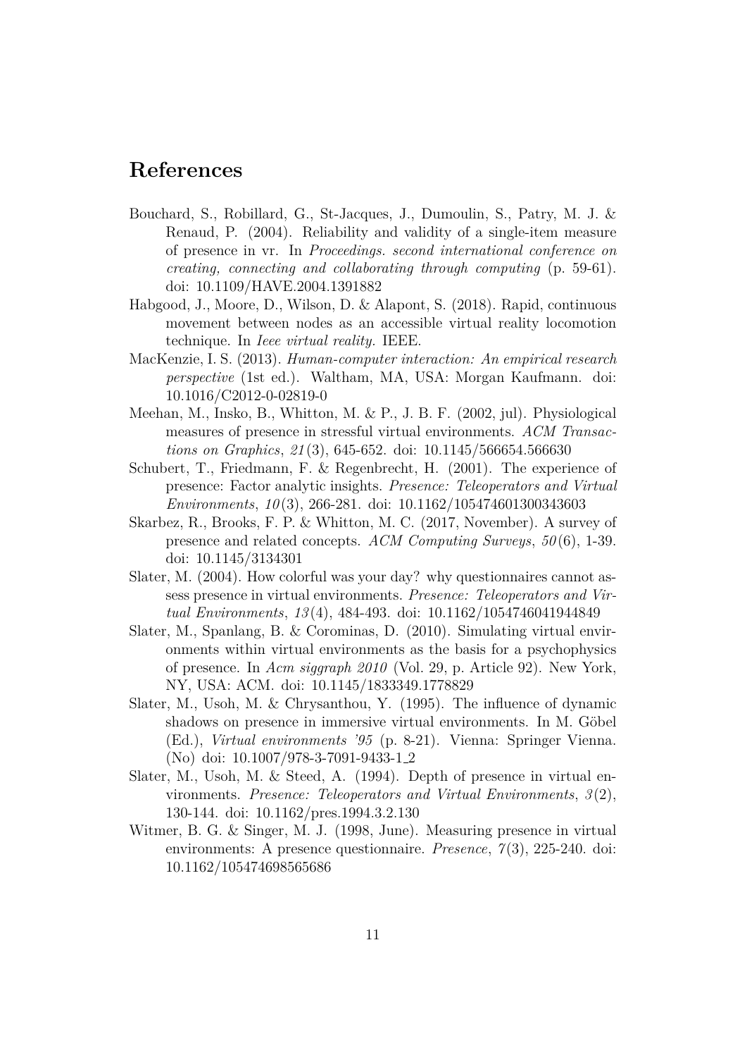## References

Bouchard, S., Robillard, G., St-Jacques, J., Dumoulin, S., Patry, M. J. & Renaud, P. (2004). Reliability and validity of a single-item measure of presence in vr. In *Proceedings. second international conference on creating, connecting and collaborating through computing* (p. 59-61). doi: 10.1109/HAVE.2004.1391882

Habgood, J., Moore, D., Wilson, D. & Alapont, S. (2018). Rapid, continuous movement between nodes as an accessible virtual reality locomotion technique. In *Ieee virtual reality.* IEEE.

MacKenzie, I. S. (2013). *Human-computer interaction: An empirical research perspective* (1st ed.). Waltham, MA, USA: Morgan Kaufmann. doi: 10.1016/C2012-0-02819-0

Meehan, M., Insko, B., Whitton, M. & P., J. B. F. (2002, jul). Physiological measures of presence in stressful virtual environments. *ACM Transactions on Graphics*, *21*(3), 645-652. doi: 10.1145/566654.566630

Schubert, T., Friedmann, F. & Regenbrecht, H. (2001). The experience of presence: Factor analytic insights. *Presence: Teleoperators and Virtual Environments*, *10*(3), 266-281. doi: 10.1162/105474601300343603

Skarbez, R., Brooks, F. P. & Whitton, M. C. (2017, November). A survey of presence and related concepts. *ACM Computing Surveys*, *50*(6), 1-39. doi: 10.1145/3134301

Slater, M. (2004). How colorful was your day? why questionnaires cannot assess presence in virtual environments. *Presence: Teleoperators and Virtual Environments*, *13*(4), 484-493. doi: 10.1162/1054746041944849

Slater, M., Spanlang, B. & Corominas, D. (2010). Simulating virtual environments within virtual environments as the basis for a psychophysics of presence. In *Acm siggraph 2010* (Vol. 29, p. Article 92). New York, NY, USA: ACM. doi: 10.1145/1833349.1778829

Slater, M., Usoh, M. & Chrysanthou, Y. (1995). The influence of dynamic shadows on presence in immersive virtual environments. In M. Göbel (Ed.), *Virtual environments '95* (p. 8-21). Vienna: Springer Vienna. (No) doi: 10.1007/978-3-7091-9433-1_2

Slater, M., Usoh, M. & Steed, A. (1994). Depth of presence in virtual environments. *Presence: Teleoperators and Virtual Environments*, *3*(2), 130-144. doi: 10.1162/pres.1994.3.2.130

Witmer, B. G. & Singer, M. J. (1998, June). Measuring presence in virtual environments: A presence questionnaire. *Presence*, *7*(3), 225-240. doi: 10.1162/105474698565686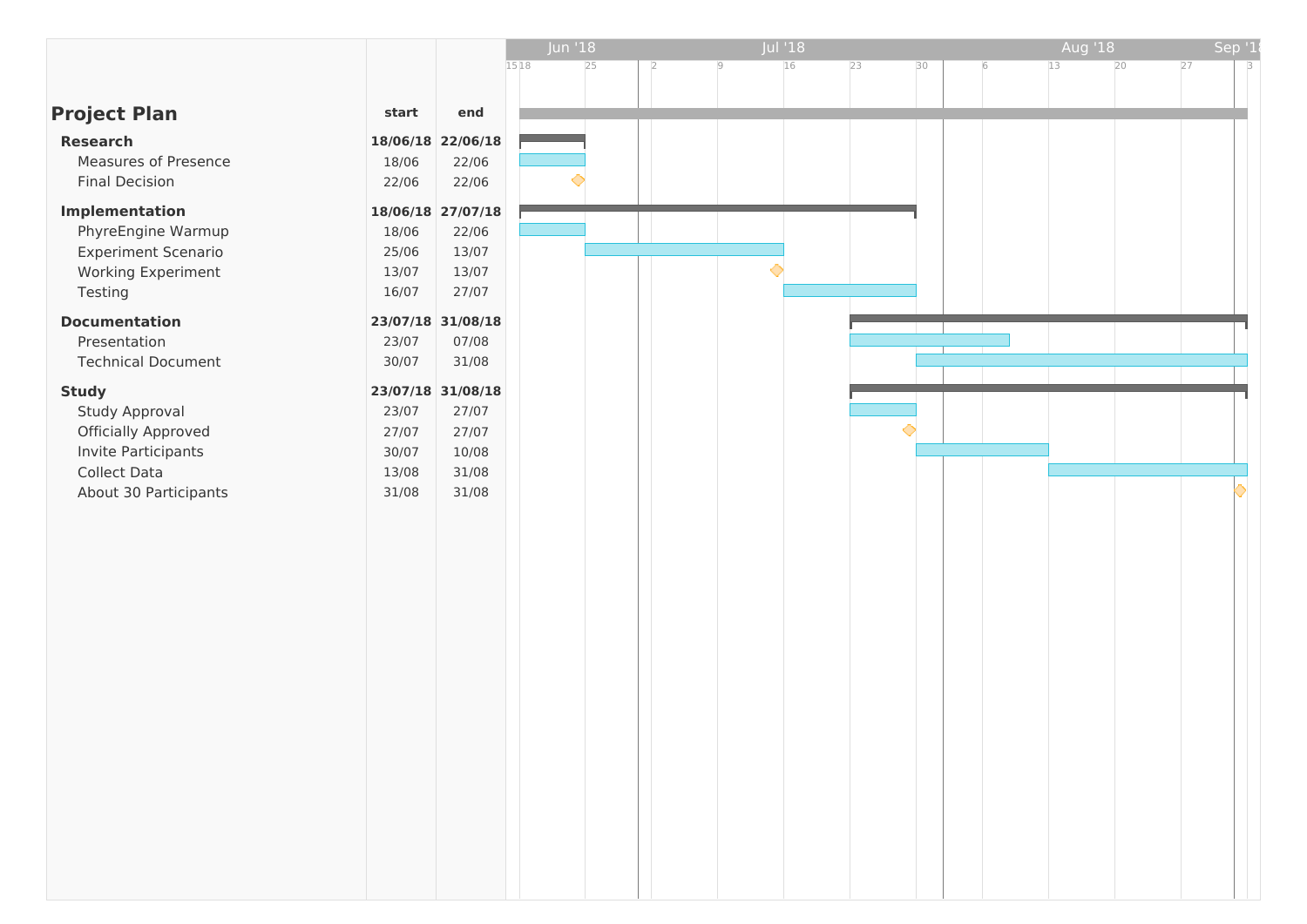# Project Plan

| | start | end |
|---|---|---|
| **Research** | **18/06/18** | **22/06/18** |
| Measures of Presence | 18/06 | 22/06 |
| Final Decision | 22/06 | 22/06 |
| **Implementation** | **18/06/18** | **27/07/18** |
| PhyreEngine Warmup | 18/06 | 22/06 |
| Experiment Scenario | 25/06 | 13/07 |
| Working Experiment | 13/07 | 13/07 |
| Testing | 16/07 | 27/07 |
| **Documentation** | **23/07/18** | **31/08/18** |
| Presentation | 23/07 | 07/08 |
| Technical Document | 30/07 | 31/08 |
| **Study** | **23/07/18** | **31/08/18** |
| Study Approval | 23/07 | 27/07 |
| Officially Approved | 27/07 | 27/07 |
| Invite Participants | 30/07 | 10/08 |
| Collect Data | 13/08 | 31/08 |
| About 30 Participants | 31/08 | 31/08 |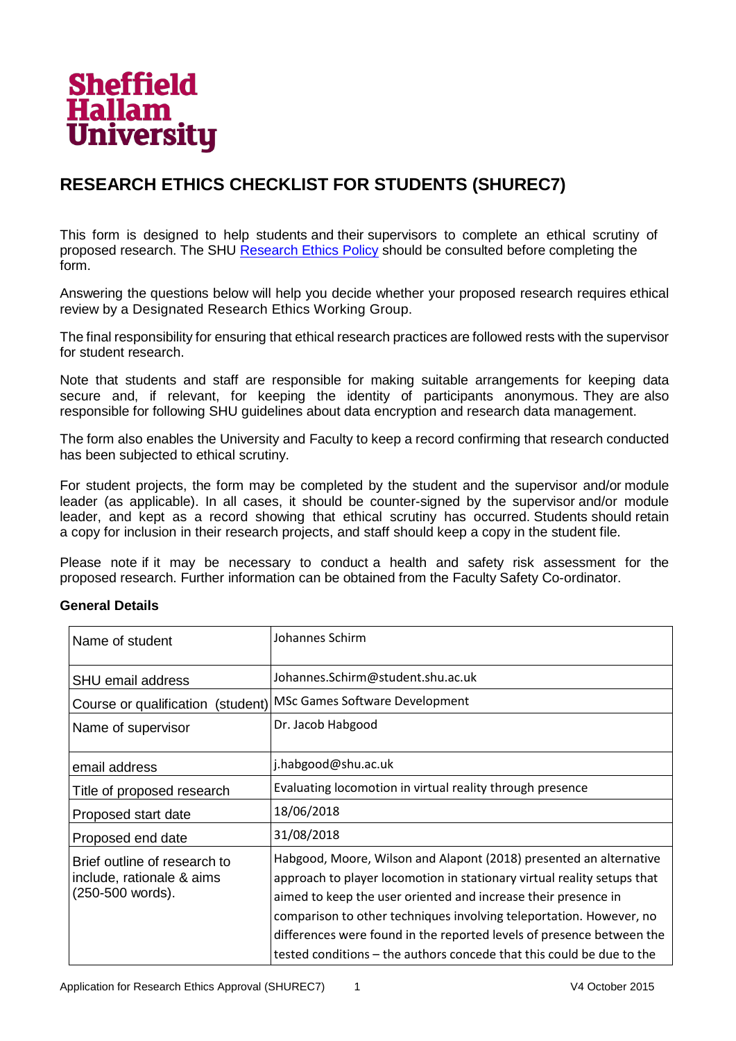**Sheffield Hallam University**

# RESEARCH ETHICS CHECKLIST FOR STUDENTS (SHUREC7)

This form is designed to help students and their supervisors to complete an ethical scrutiny of proposed research. The SHU Research Ethics Policy should be consulted before completing the form.

Answering the questions below will help you decide whether your proposed research requires ethical review by a Designated Research Ethics Working Group.

The final responsibility for ensuring that ethical research practices are followed rests with the supervisor for student research.

Note that students and staff are responsible for making suitable arrangements for keeping data secure and, if relevant, for keeping the identity of participants anonymous. They are also responsible for following SHU guidelines about data encryption and research data management.

The form also enables the University and Faculty to keep a record confirming that research conducted has been subjected to ethical scrutiny.

For student projects, the form may be completed by the student and the supervisor and/or module leader (as applicable). In all cases, it should be counter-signed by the supervisor and/or module leader, and kept as a record showing that ethical scrutiny has occurred. Students should retain a copy for inclusion in their research projects, and staff should keep a copy in the student file.

Please note if it may be necessary to conduct a health and safety risk assessment for the proposed research. Further information can be obtained from the Faculty Safety Co-ordinator.

**General Details**

| | |
|---|---|
| Name of student | Johannes Schirm |
| SHU email address | Johannes.Schirm@student.shu.ac.uk |
| Course or qualification (student) | MSc Games Software Development |
| Name of supervisor | Dr. Jacob Habgood |
| email address | j.habgood@shu.ac.uk |
| Title of proposed research | Evaluating locomotion in virtual reality through presence |
| Proposed start date | 18/06/2018 |
| Proposed end date | 31/08/2018 |
| Brief outline of research to include, rationale & aims (250-500 words). | Habgood, Moore, Wilson and Alapont (2018) presented an alternative approach to player locomotion in stationary virtual reality setups that aimed to keep the user oriented and increase their presence in comparison to other techniques involving teleportation. However, no differences were found in the reported levels of presence between the tested conditions – the authors concede that this could be due to the |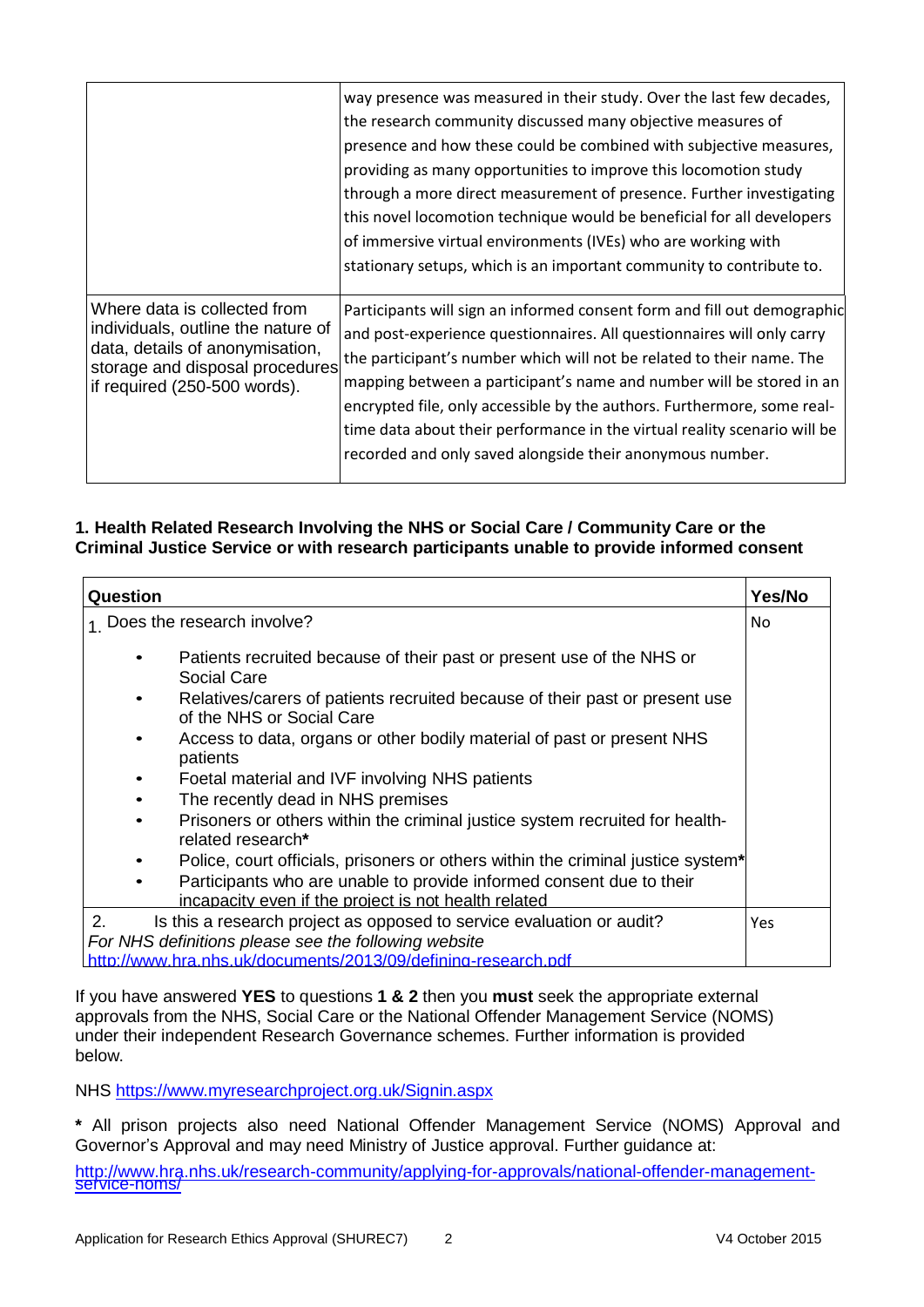| | |
|---|---|
| | way presence was measured in their study. Over the last few decades, the research community discussed many objective measures of presence and how these could be combined with subjective measures, providing as many opportunities to improve this locomotion study through a more direct measurement of presence. Further investigating this novel locomotion technique would be beneficial for all developers of immersive virtual environments (IVEs) who are working with stationary setups, which is an important community to contribute to. |
| Where data is collected from individuals, outline the nature of data, details of anonymisation, storage and disposal procedures if required (250-500 words). | Participants will sign an informed consent form and fill out demographic and post-experience questionnaires. All questionnaires will only carry the participant's number which will not be related to their name. The mapping between a participant's name and number will be stored in an encrypted file, only accessible by the authors. Furthermore, some real-time data about their performance in the virtual reality scenario will be recorded and only saved alongside their anonymous number. |

**1. Health Related Research Involving the NHS or Social Care / Community Care or the Criminal Justice Service or with research participants unable to provide informed consent**

| Question | Yes/No |
|---|---|
| 1. Does the research involve?<br>• Patients recruited because of their past or present use of the NHS or Social Care<br>• Relatives/carers of patients recruited because of their past or present use of the NHS or Social Care<br>• Access to data, organs or other bodily material of past or present NHS patients<br>• Foetal material and IVF involving NHS patients<br>• The recently dead in NHS premises<br>• Prisoners or others within the criminal justice system recruited for health-related research**\***<br>• Police, court officials, prisoners or others within the criminal justice system**\***<br>• Participants who are unable to provide informed consent due to their incapacity even if the project is not health related | No |
| 2. Is this a research project as opposed to service evaluation or audit?<br>*For NHS definitions please see the following website*<br>http://www.hra.nhs.uk/documents/2013/09/defining-research.pdf | Yes |

If you have answered **YES** to questions **1 & 2** then you **must** seek the appropriate external approvals from the NHS, Social Care or the National Offender Management Service (NOMS) under their independent Research Governance schemes. Further information is provided below.

NHS https://www.myresearchproject.org.uk/Signin.aspx

**\*** All prison projects also need National Offender Management Service (NOMS) Approval and Governor's Approval and may need Ministry of Justice approval. Further guidance at:

http://www.hra.nhs.uk/research-community/applying-for-approvals/national-offender-management-service-noms/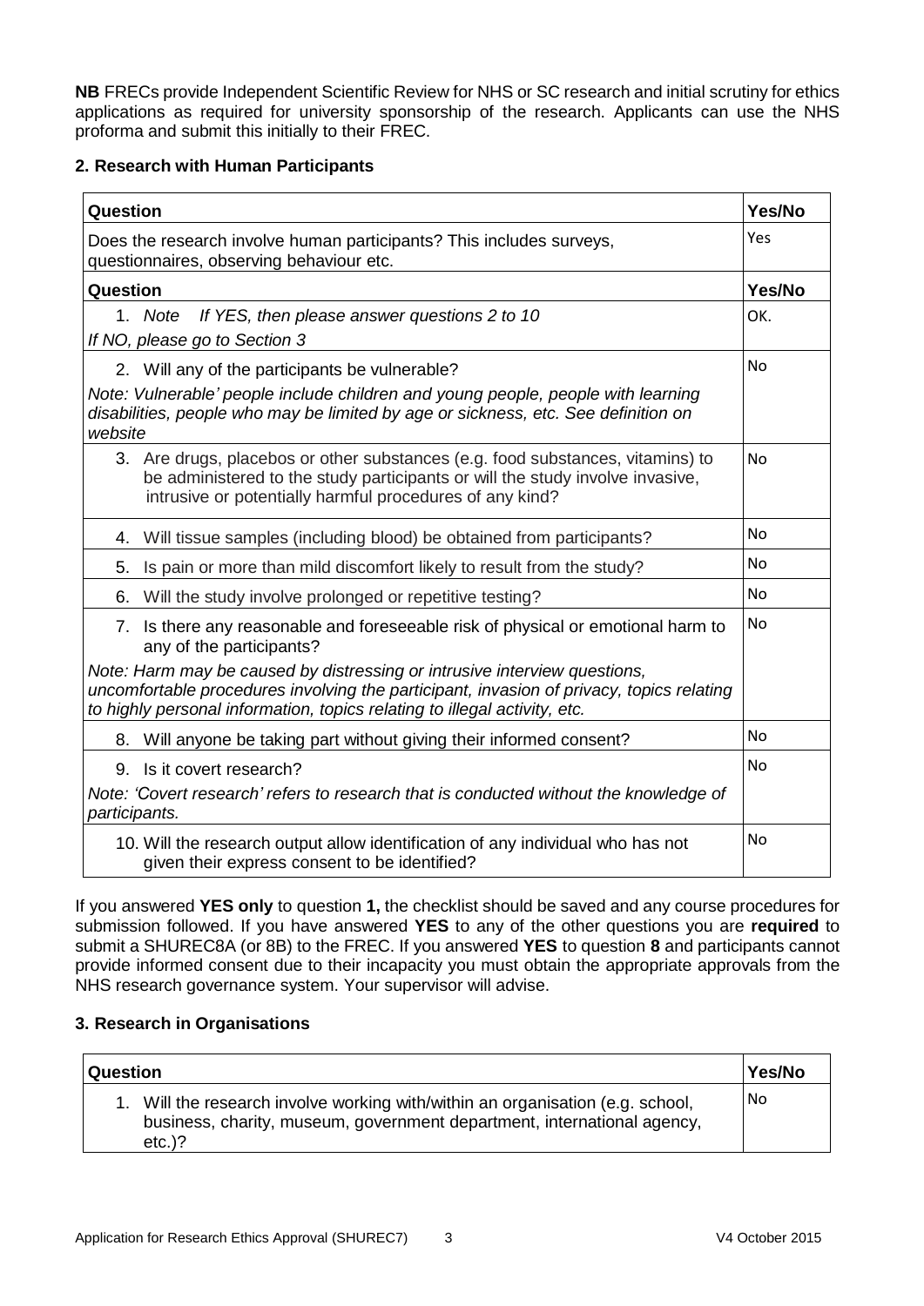**NB** FRECs provide Independent Scientific Review for NHS or SC research and initial scrutiny for ethics applications as required for university sponsorship of the research. Applicants can use the NHS proforma and submit this initially to their FREC.

### 2. Research with Human Participants

| Question | Yes/No |
|---|---|
| Does the research involve human participants? This includes surveys, questionnaires, observing behaviour etc. | Yes |
| **Question** | **Yes/No** |
| 1. *Note If YES, then please answer questions 2 to 10* <br> *If NO, please go to Section 3* | OK. |
| 2. Will any of the participants be vulnerable? <br> *Note: Vulnerable' people include children and young people, people with learning disabilities, people who may be limited by age or sickness, etc. See definition on website* | No |
| 3. Are drugs, placebos or other substances (e.g. food substances, vitamins) to be administered to the study participants or will the study involve invasive, intrusive or potentially harmful procedures of any kind? | No |
| 4. Will tissue samples (including blood) be obtained from participants? | No |
| 5. Is pain or more than mild discomfort likely to result from the study? | No |
| 6. Will the study involve prolonged or repetitive testing? | No |
| 7. Is there any reasonable and foreseeable risk of physical or emotional harm to any of the participants? <br> *Note: Harm may be caused by distressing or intrusive interview questions, uncomfortable procedures involving the participant, invasion of privacy, topics relating to highly personal information, topics relating to illegal activity, etc.* | No |
| 8. Will anyone be taking part without giving their informed consent? | No |
| 9. Is it covert research? <br> *Note: 'Covert research' refers to research that is conducted without the knowledge of participants.* | No |
| 10. Will the research output allow identification of any individual who has not given their express consent to be identified? | No |

If you answered **YES only** to question **1,** the checklist should be saved and any course procedures for submission followed. If you have answered **YES** to any of the other questions you are **required** to submit a SHUREC8A (or 8B) to the FREC. If you answered **YES** to question **8** and participants cannot provide informed consent due to their incapacity you must obtain the appropriate approvals from the NHS research governance system. Your supervisor will advise.

### 3. Research in Organisations

| Question | Yes/No |
|---|---|
| 1. Will the research involve working with/within an organisation (e.g. school, business, charity, museum, government department, international agency, etc.)? | No |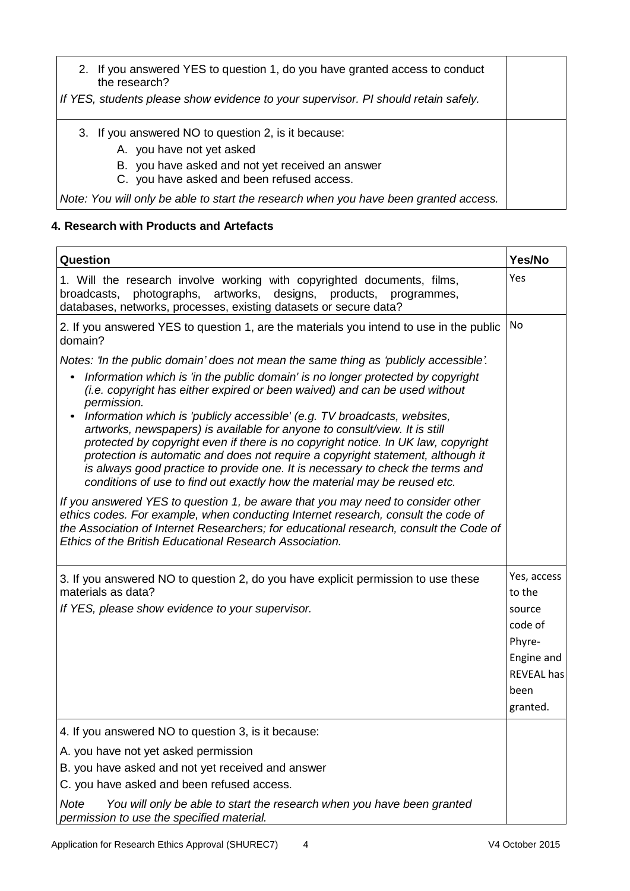| | |
|---|---|
| 2. If you answered YES to question 1, do you have granted access to conduct the research?<br>*If YES, students please show evidence to your supervisor. PI should retain safely.* | |
| 3. If you answered NO to question 2, is it because:<br>A. you have not yet asked<br>B. you have asked and not yet received an answer<br>C. you have asked and been refused access.<br>*Note: You will only be able to start the research when you have been granted access.* | |

**4. Research with Products and Artefacts**

| Question | Yes/No |
|---|---|
| 1. Will the research involve working with copyrighted documents, films, broadcasts, photographs, artworks, designs, products, programmes, databases, networks, processes, existing datasets or secure data? | Yes |
| 2. If you answered YES to question 1, are the materials you intend to use in the public domain?<br>*Notes: 'In the public domain' does not mean the same thing as 'publicly accessible'.*<br>• *Information which is 'in the public domain' is no longer protected by copyright (i.e. copyright has either expired or been waived) and can be used without permission.*<br>• *Information which is 'publicly accessible' (e.g. TV broadcasts, websites, artworks, newspapers) is available for anyone to consult/view. It is still protected by copyright even if there is no copyright notice. In UK law, copyright protection is automatic and does not require a copyright statement, although it is always good practice to provide one. It is necessary to check the terms and conditions of use to find out exactly how the material may be reused etc.*<br>*If you answered YES to question 1, be aware that you may need to consider other ethics codes. For example, when conducting Internet research, consult the code of the Association of Internet Researchers; for educational research, consult the Code of Ethics of the British Educational Research Association.* | No |
| 3. If you answered NO to question 2, do you have explicit permission to use these materials as data?<br>*If YES, please show evidence to your supervisor.* | Yes, access to the source code of Phyre-Engine and REVEAL has been granted. |
| 4. If you answered NO to question 3, is it because:<br>A. you have not yet asked permission<br>B. you have asked and not yet received and answer<br>C. you have asked and been refused access.<br>*Note You will only be able to start the research when you have been granted permission to use the specified material.* | |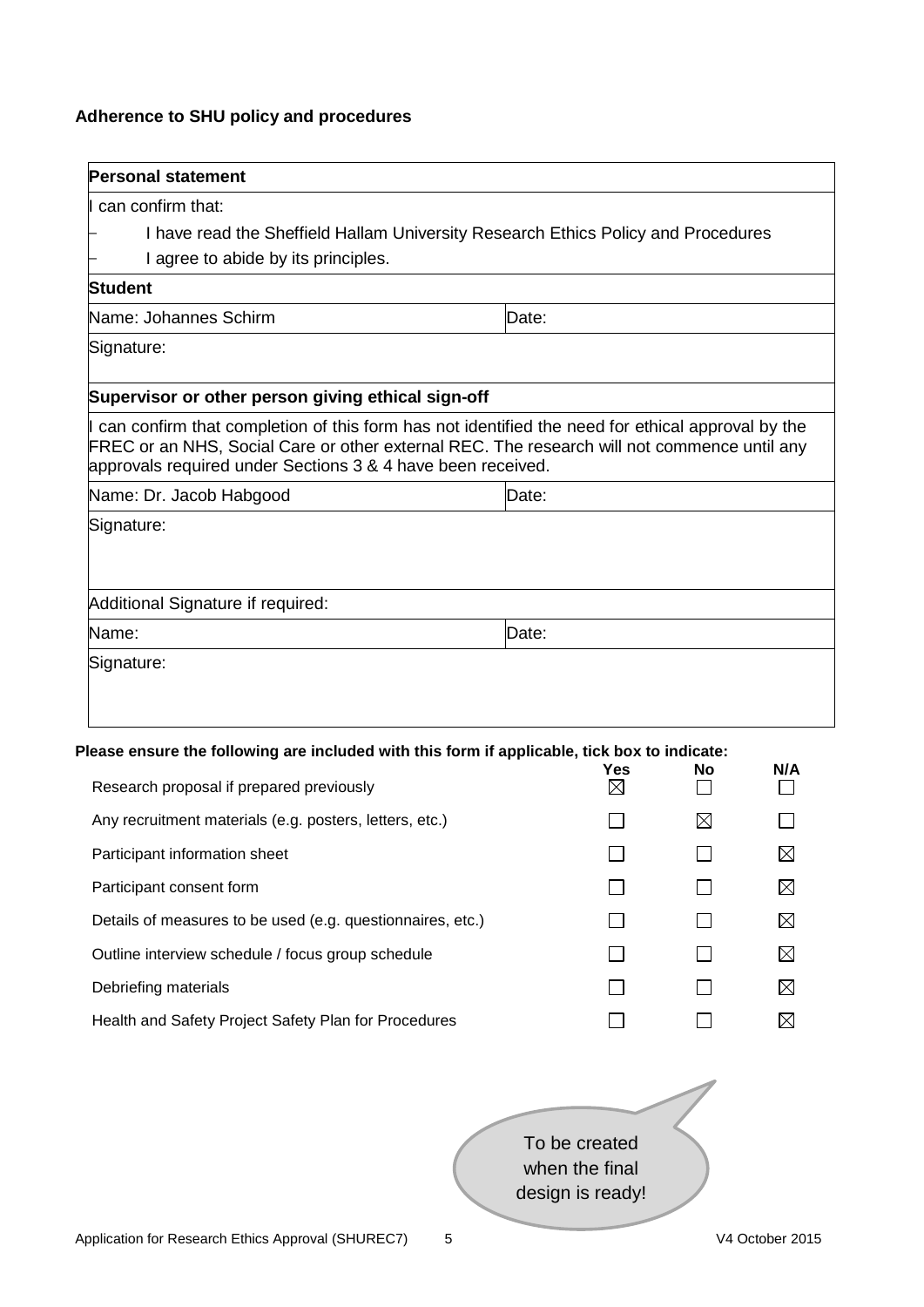**Adherence to SHU policy and procedures**

| | |
|---|---|
| **Personal statement** | |
| I can confirm that:<br>– I have read the Sheffield Hallam University Research Ethics Policy and Procedures<br>– I agree to abide by its principles. | |
| **Student** | |
| Name: Johannes Schirm | Date: |
| Signature: | |
| **Supervisor or other person giving ethical sign-off** | |
| I can confirm that completion of this form has not identified the need for ethical approval by the FREC or an NHS, Social Care or other external REC. The research will not commence until any approvals required under Sections 3 & 4 have been received. | |
| Name: Dr. Jacob Habgood | Date: |
| Signature: | |
| Additional Signature if required: | |
| Name: | Date: |
| Signature: | |

**Please ensure the following are included with this form if applicable, tick box to indicate:**

| | Yes | No | N/A |
|---|---|---|---|
| Research proposal if prepared previously | ☒ | ☐ | ☐ |
| Any recruitment materials (e.g. posters, letters, etc.) | ☐ | ☒ | ☐ |
| Participant information sheet | ☐ | ☐ | ☒ |
| Participant consent form | ☐ | ☐ | ☒ |
| Details of measures to be used (e.g. questionnaires, etc.) | ☐ | ☐ | ☒ |
| Outline interview schedule / focus group schedule | ☐ | ☐ | ☒ |
| Debriefing materials | ☐ | ☐ | ☒ |
| Health and Safety Project Safety Plan for Procedures | ☐ | ☐ | ☒ |

To be created when the final design is ready!